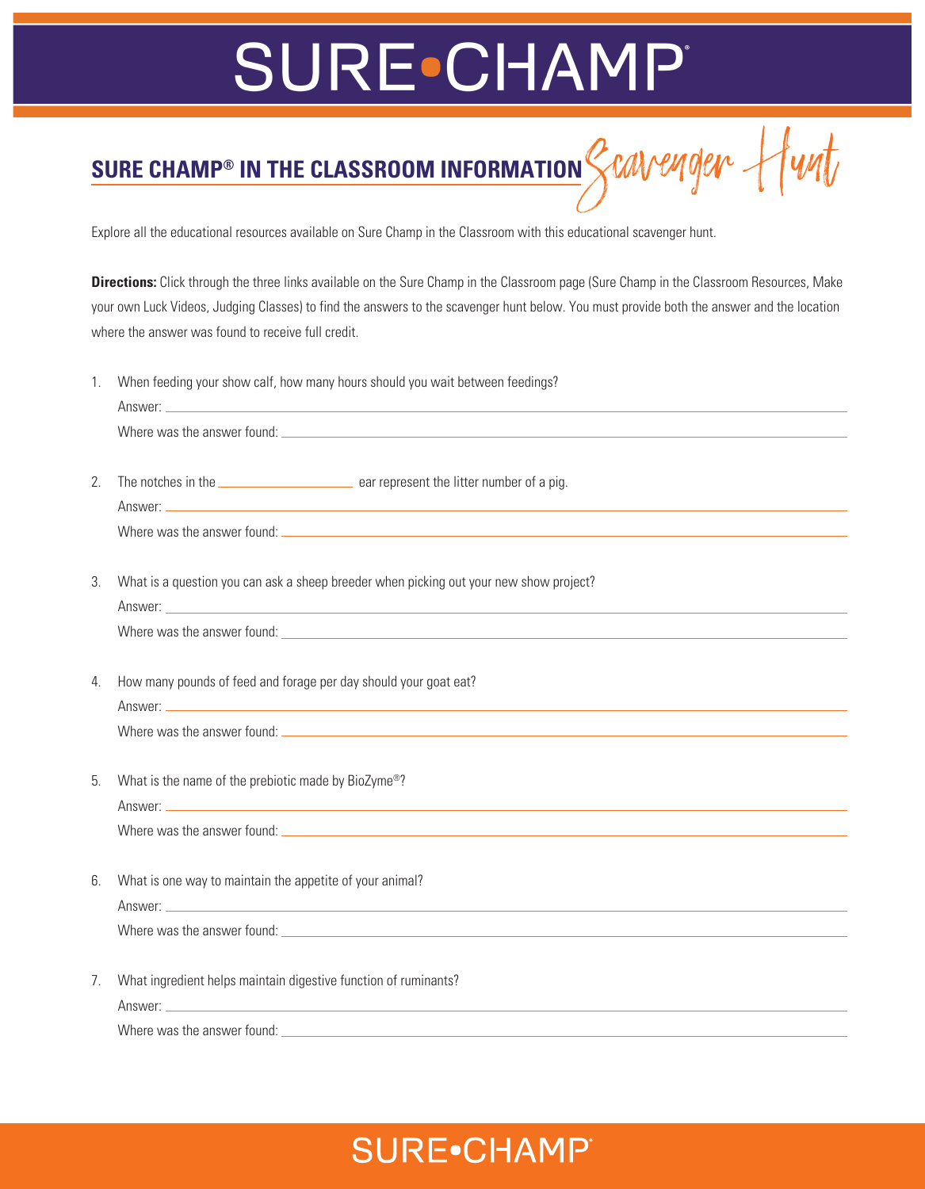# SURE•CHAMP®

## SURE CHAMP® IN THE CLASSROOM INFORMATION *Scavenger Hunt*

Explore all the educational resources available on Sure Champ in the Classroom with this educational scavenger hunt.

**Directions:** Click through the three links available on the Sure Champ in the Classroom page (Sure Champ in the Classroom Resources, Make your own Luck Videos, Judging Classes) to find the answers to the scavenger hunt below. You must provide both the answer and the location where the answer was found to receive full credit.

1. When feeding your show calf, how many hours should you wait between feedings?
   Answer: ______________________
   Where was the answer found: ______________________

2. The notches in the ______________ ear represent the litter number of a pig.
   Answer: ______________________
   Where was the answer found: ______________________

3. What is a question you can ask a sheep breeder when picking out your new show project?
   Answer: ______________________
   Where was the answer found: ______________________

4. How many pounds of feed and forage per day should your goat eat?
   Answer: ______________________
   Where was the answer found: ______________________

5. What is the name of the prebiotic made by BioZyme®?
   Answer: ______________________
   Where was the answer found: ______________________

6. What is one way to maintain the appetite of your animal?
   Answer: ______________________
   Where was the answer found: ______________________

7. What ingredient helps maintain digestive function of ruminants?
   Answer: ______________________
   Where was the answer found: ______________________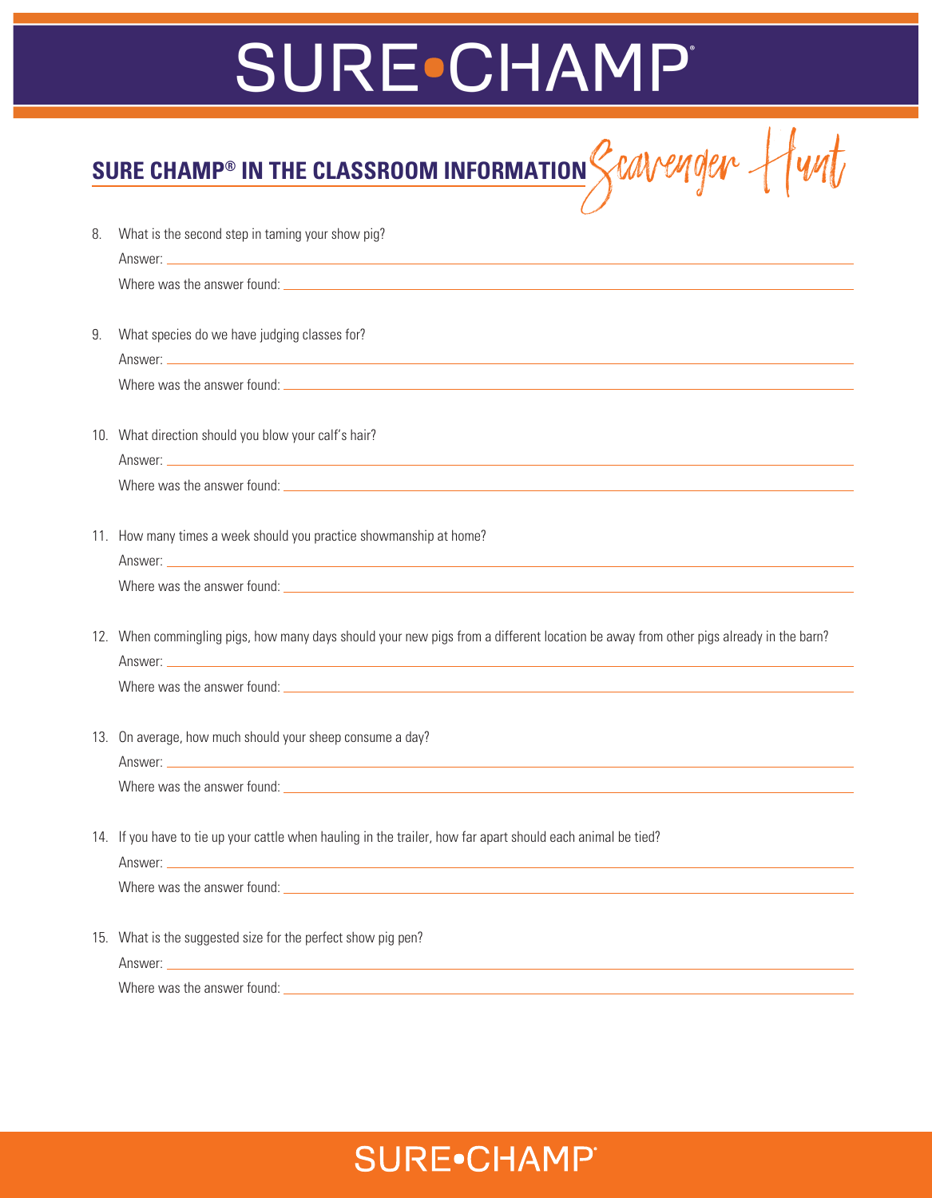# SURE•CHAMP

## SURE CHAMP® IN THE CLASSROOM INFORMATION Scavenger Hunt

8. What is the second step in taming your show pig?
   Answer: 
   Where was the answer found: 

9. What species do we have judging classes for?
   Answer: 
   Where was the answer found: 

10. What direction should you blow your calf's hair?
    Answer: 
    Where was the answer found: 

11. How many times a week should you practice showmanship at home?
    Answer: 
    Where was the answer found: 

12. When commingling pigs, how many days should your new pigs from a different location be away from other pigs already in the barn?
    Answer: 
    Where was the answer found: 

13. On average, how much should your sheep consume a day?
    Answer: 
    Where was the answer found: 

14. If you have to tie up your cattle when hauling in the trailer, how far apart should each animal be tied?
    Answer: 
    Where was the answer found: 

15. What is the suggested size for the perfect show pig pen?
    Answer: 
    Where was the answer found: